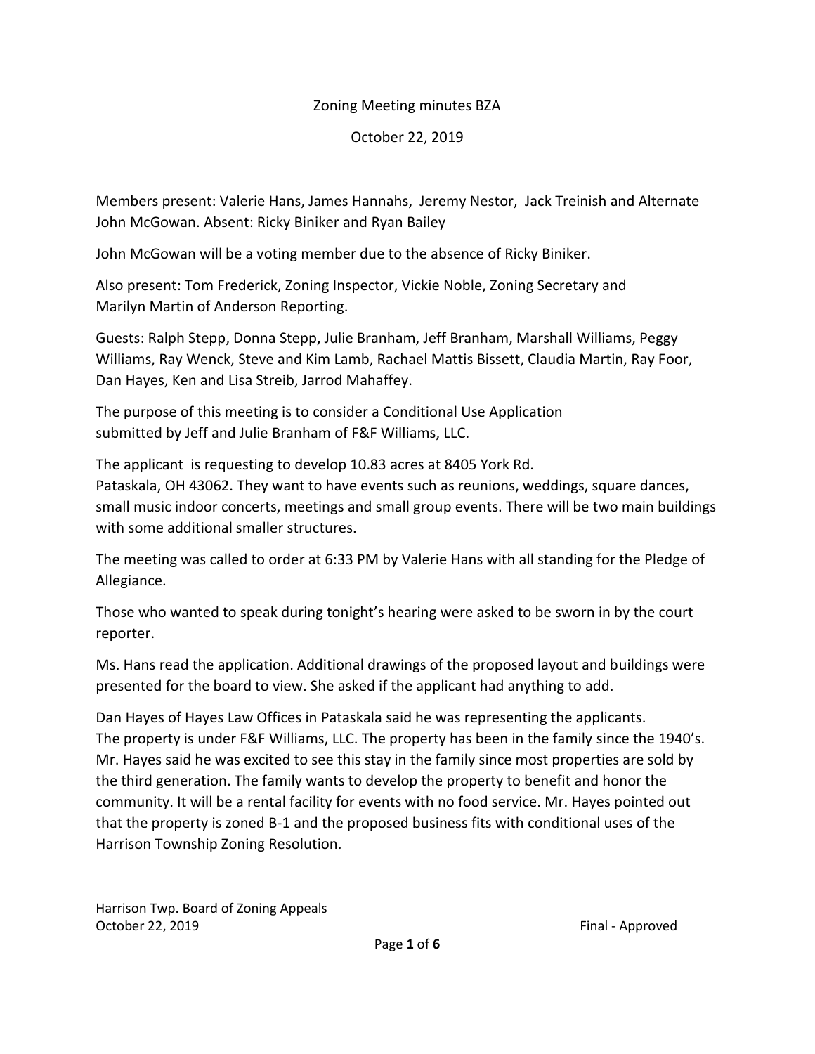Zoning Meeting minutes BZA

October 22, 2019

Members present: Valerie Hans, James Hannahs, Jeremy Nestor, Jack Treinish and Alternate John McGowan. Absent: Ricky Biniker and Ryan Bailey

John McGowan will be a voting member due to the absence of Ricky Biniker.

Also present: Tom Frederick, Zoning Inspector, Vickie Noble, Zoning Secretary and Marilyn Martin of Anderson Reporting.

Guests: Ralph Stepp, Donna Stepp, Julie Branham, Jeff Branham, Marshall Williams, Peggy Williams, Ray Wenck, Steve and Kim Lamb, Rachael Mattis Bissett, Claudia Martin, Ray Foor, Dan Hayes, Ken and Lisa Streib, Jarrod Mahaffey.

The purpose of this meeting is to consider a Conditional Use Application submitted by Jeff and Julie Branham of F&F Williams, LLC.

The applicant is requesting to develop 10.83 acres at 8405 York Rd. Pataskala, OH 43062. They want to have events such as reunions, weddings, square dances, small music indoor concerts, meetings and small group events. There will be two main buildings with some additional smaller structures.

The meeting was called to order at 6:33 PM by Valerie Hans with all standing for the Pledge of Allegiance.

Those who wanted to speak during tonight's hearing were asked to be sworn in by the court reporter.

Ms. Hans read the application. Additional drawings of the proposed layout and buildings were presented for the board to view. She asked if the applicant had anything to add.

Dan Hayes of Hayes Law Offices in Pataskala said he was representing the applicants. The property is under F&F Williams, LLC. The property has been in the family since the 1940's. Mr. Hayes said he was excited to see this stay in the family since most properties are sold by the third generation. The family wants to develop the property to benefit and honor the community. It will be a rental facility for events with no food service. Mr. Hayes pointed out that the property is zoned B-1 and the proposed business fits with conditional uses of the Harrison Township Zoning Resolution.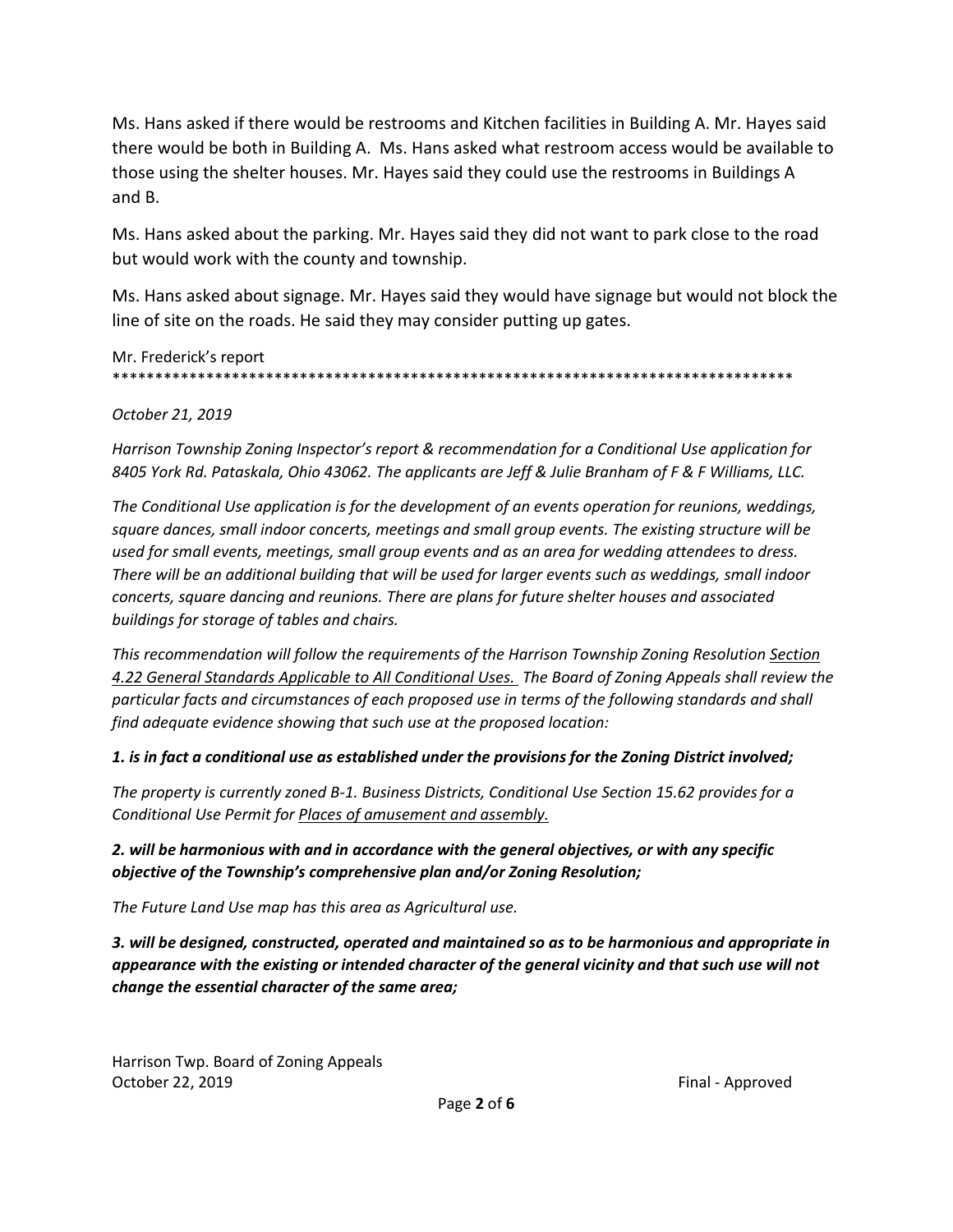Ms. Hans asked if there would be restrooms and Kitchen facilities in Building A. Mr. Hayes said there would be both in Building A. Ms. Hans asked what restroom access would be available to those using the shelter houses. Mr. Hayes said they could use the restrooms in Buildings A and B.

Ms. Hans asked about the parking. Mr. Hayes said they did not want to park close to the road but would work with the county and township.

Ms. Hans asked about signage. Mr. Hayes said they would have signage but would not block the line of site on the roads. He said they may consider putting up gates.

Mr. Frederick's report
**********************************************************************************

*October 21, 2019*

*Harrison Township Zoning Inspector's report & recommendation for a Conditional Use application for 8405 York Rd. Pataskala, Ohio 43062. The applicants are Jeff & Julie Branham of F & F Williams, LLC.*

*The Conditional Use application is for the development of an events operation for reunions, weddings, square dances, small indoor concerts, meetings and small group events. The existing structure will be used for small events, meetings, small group events and as an area for wedding attendees to dress. There will be an additional building that will be used for larger events such as weddings, small indoor concerts, square dancing and reunions. There are plans for future shelter houses and associated buildings for storage of tables and chairs.*

*This recommendation will follow the requirements of the Harrison Township Zoning Resolution <u>Section 4.22 General Standards Applicable to All Conditional Uses.</u> The Board of Zoning Appeals shall review the particular facts and circumstances of each proposed use in terms of the following standards and shall find adequate evidence showing that such use at the proposed location:*

***1. is in fact a conditional use as established under the provisions for the Zoning District involved;***

*The property is currently zoned B-1. Business Districts, Conditional Use Section 15.62 provides for a Conditional Use Permit for <u>Places of amusement and assembly.</u>*

***2. will be harmonious with and in accordance with the general objectives, or with any specific objective of the Township's comprehensive plan and/or Zoning Resolution;***

*The Future Land Use map has this area as Agricultural use.*

***3. will be designed, constructed, operated and maintained so as to be harmonious and appropriate in appearance with the existing or intended character of the general vicinity and that such use will not change the essential character of the same area;***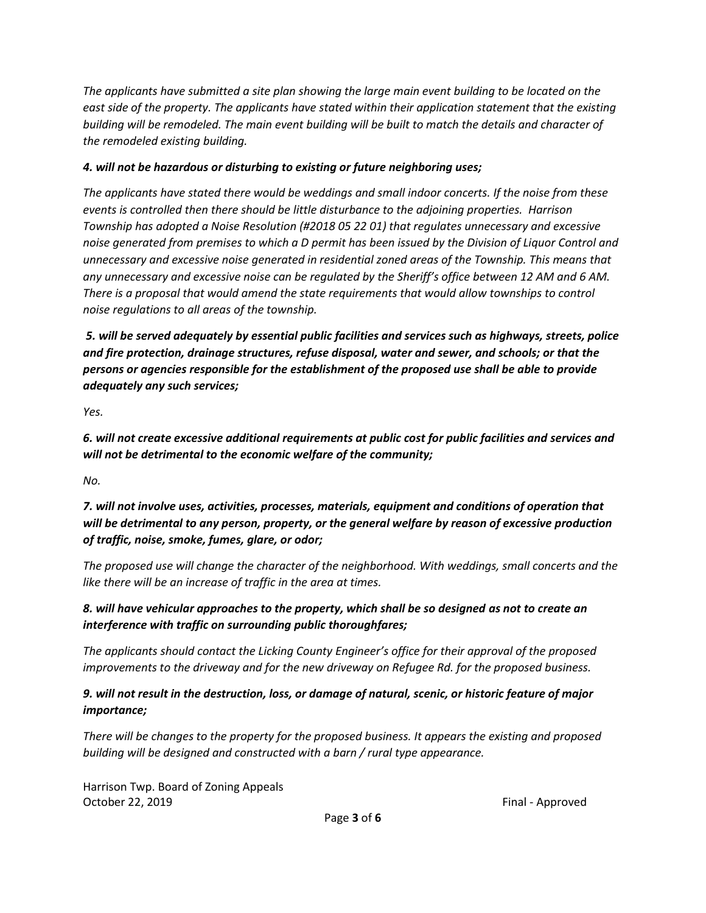*The applicants have submitted a site plan showing the large main event building to be located on the east side of the property. The applicants have stated within their application statement that the existing building will be remodeled. The main event building will be built to match the details and character of the remodeled existing building.*

***4. will not be hazardous or disturbing to existing or future neighboring uses;***

*The applicants have stated there would be weddings and small indoor concerts. If the noise from these events is controlled then there should be little disturbance to the adjoining properties. Harrison Township has adopted a Noise Resolution (#2018 05 22 01) that regulates unnecessary and excessive noise generated from premises to which a D permit has been issued by the Division of Liquor Control and unnecessary and excessive noise generated in residential zoned areas of the Township. This means that any unnecessary and excessive noise can be regulated by the Sheriff's office between 12 AM and 6 AM. There is a proposal that would amend the state requirements that would allow townships to control noise regulations to all areas of the township.*

***5. will be served adequately by essential public facilities and services such as highways, streets, police and fire protection, drainage structures, refuse disposal, water and sewer, and schools; or that the persons or agencies responsible for the establishment of the proposed use shall be able to provide adequately any such services;***

*Yes.*

***6. will not create excessive additional requirements at public cost for public facilities and services and will not be detrimental to the economic welfare of the community;***

*No.*

***7. will not involve uses, activities, processes, materials, equipment and conditions of operation that will be detrimental to any person, property, or the general welfare by reason of excessive production of traffic, noise, smoke, fumes, glare, or odor;***

*The proposed use will change the character of the neighborhood. With weddings, small concerts and the like there will be an increase of traffic in the area at times.*

***8. will have vehicular approaches to the property, which shall be so designed as not to create an interference with traffic on surrounding public thoroughfares;***

*The applicants should contact the Licking County Engineer's office for their approval of the proposed improvements to the driveway and for the new driveway on Refugee Rd. for the proposed business.*

***9. will not result in the destruction, loss, or damage of natural, scenic, or historic feature of major importance;***

*There will be changes to the property for the proposed business. It appears the existing and proposed building will be designed and constructed with a barn / rural type appearance.*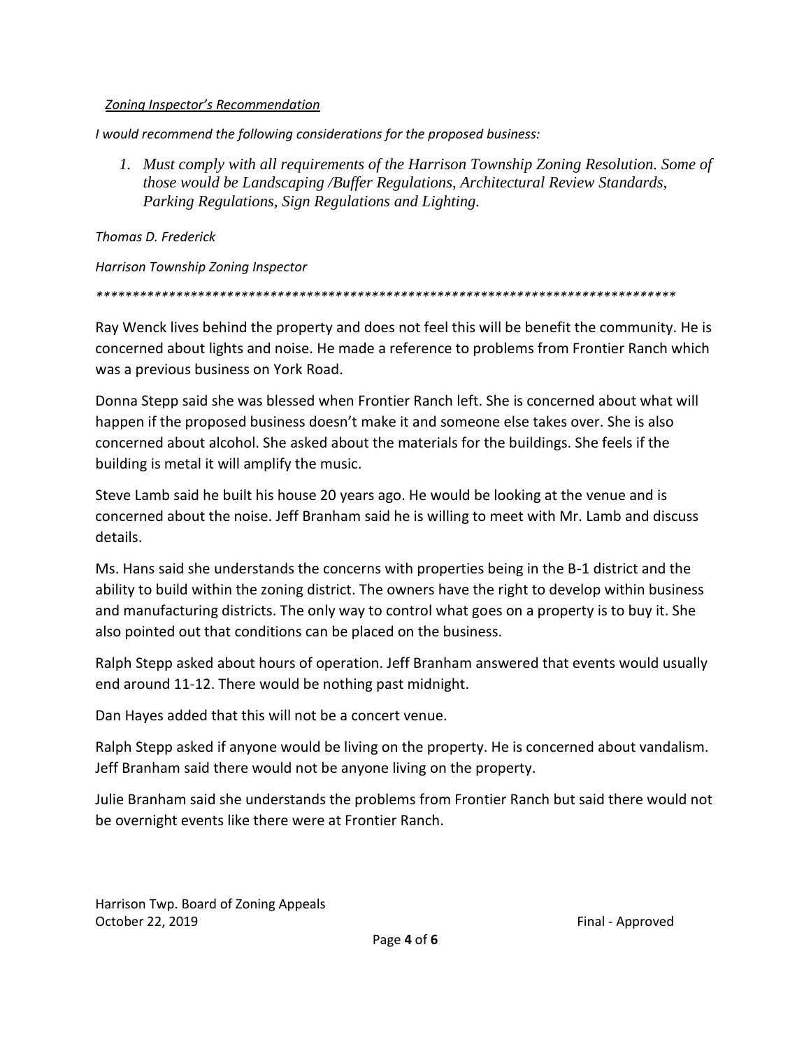*Zoning Inspector's Recommendation*

*I would recommend the following considerations for the proposed business:*

1. *Must comply with all requirements of the Harrison Township Zoning Resolution. Some of those would be Landscaping /Buffer Regulations, Architectural Review Standards, Parking Regulations, Sign Regulations and Lighting.*

*Thomas D. Frederick*

*Harrison Township Zoning Inspector*

*********************************************************************************

Ray Wenck lives behind the property and does not feel this will be benefit the community. He is concerned about lights and noise. He made a reference to problems from Frontier Ranch which was a previous business on York Road.

Donna Stepp said she was blessed when Frontier Ranch left. She is concerned about what will happen if the proposed business doesn't make it and someone else takes over. She is also concerned about alcohol. She asked about the materials for the buildings. She feels if the building is metal it will amplify the music.

Steve Lamb said he built his house 20 years ago. He would be looking at the venue and is concerned about the noise. Jeff Branham said he is willing to meet with Mr. Lamb and discuss details.

Ms. Hans said she understands the concerns with properties being in the B-1 district and the ability to build within the zoning district. The owners have the right to develop within business and manufacturing districts. The only way to control what goes on a property is to buy it. She also pointed out that conditions can be placed on the business.

Ralph Stepp asked about hours of operation. Jeff Branham answered that events would usually end around 11-12. There would be nothing past midnight.

Dan Hayes added that this will not be a concert venue.

Ralph Stepp asked if anyone would be living on the property. He is concerned about vandalism. Jeff Branham said there would not be anyone living on the property.

Julie Branham said she understands the problems from Frontier Ranch but said there would not be overnight events like there were at Frontier Ranch.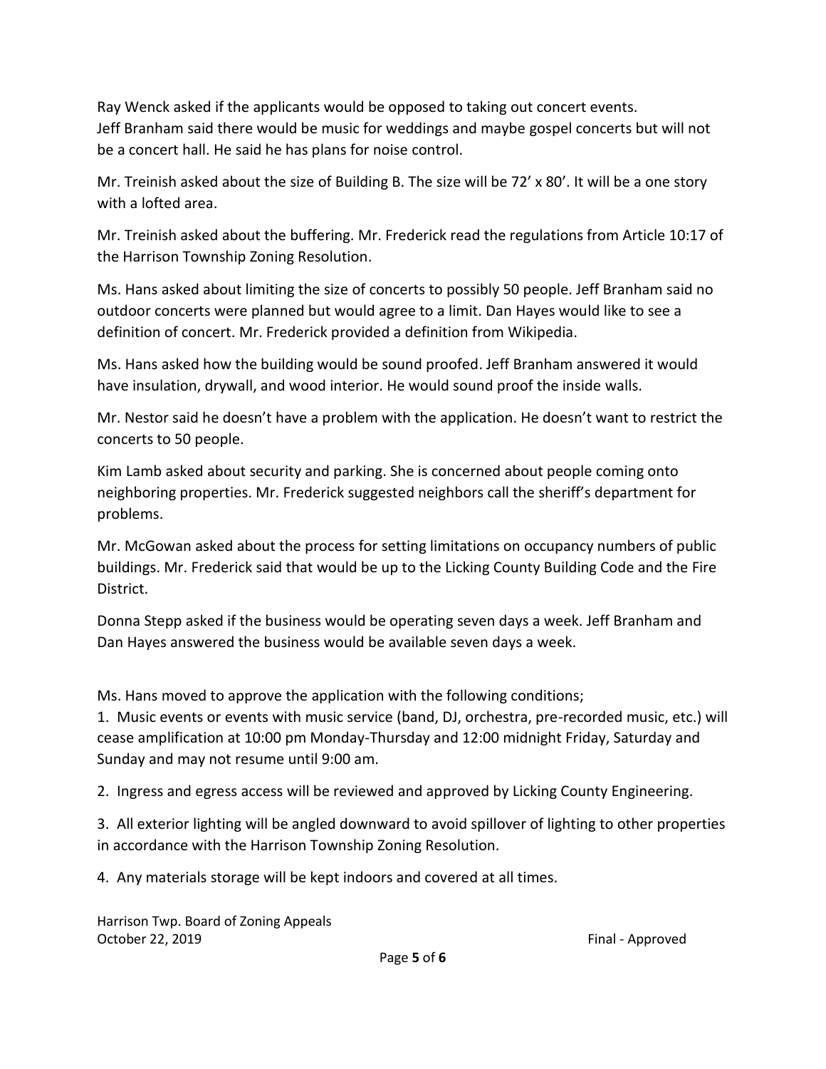Ray Wenck asked if the applicants would be opposed to taking out concert events.
Jeff Branham said there would be music for weddings and maybe gospel concerts but will not be a concert hall. He said he has plans for noise control.

Mr. Treinish asked about the size of Building B. The size will be 72' x 80'. It will be a one story with a lofted area.

Mr. Treinish asked about the buffering. Mr. Frederick read the regulations from Article 10:17 of the Harrison Township Zoning Resolution.

Ms. Hans asked about limiting the size of concerts to possibly 50 people. Jeff Branham said no outdoor concerts were planned but would agree to a limit. Dan Hayes would like to see a definition of concert. Mr. Frederick provided a definition from Wikipedia.

Ms. Hans asked how the building would be sound proofed. Jeff Branham answered it would have insulation, drywall, and wood interior. He would sound proof the inside walls.

Mr. Nestor said he doesn't have a problem with the application. He doesn't want to restrict the concerts to 50 people.

Kim Lamb asked about security and parking. She is concerned about people coming onto neighboring properties. Mr. Frederick suggested neighbors call the sheriff's department for problems.

Mr. McGowan asked about the process for setting limitations on occupancy numbers of public buildings. Mr. Frederick said that would be up to the Licking County Building Code and the Fire District.

Donna Stepp asked if the business would be operating seven days a week. Jeff Branham and Dan Hayes answered the business would be available seven days a week.

Ms. Hans moved to approve the application with the following conditions;

1. Music events or events with music service (band, DJ, orchestra, pre-recorded music, etc.) will cease amplification at 10:00 pm Monday-Thursday and 12:00 midnight Friday, Saturday and Sunday and may not resume until 9:00 am.

2. Ingress and egress access will be reviewed and approved by Licking County Engineering.

3. All exterior lighting will be angled downward to avoid spillover of lighting to other properties in accordance with the Harrison Township Zoning Resolution.

4. Any materials storage will be kept indoors and covered at all times.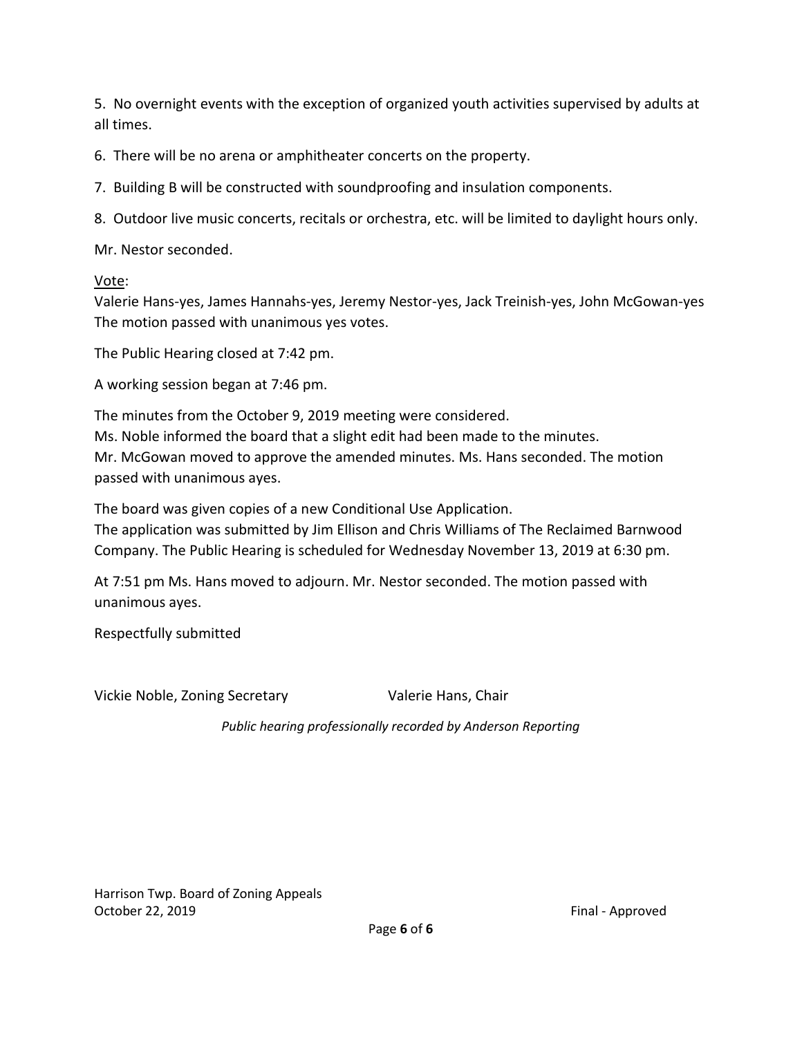5. No overnight events with the exception of organized youth activities supervised by adults at all times.

6. There will be no arena or amphitheater concerts on the property.

7. Building B will be constructed with soundproofing and insulation components.

8. Outdoor live music concerts, recitals or orchestra, etc. will be limited to daylight hours only.

Mr. Nestor seconded.

Vote:
Valerie Hans-yes, James Hannahs-yes, Jeremy Nestor-yes, Jack Treinish-yes, John McGowan-yes
The motion passed with unanimous yes votes.

The Public Hearing closed at 7:42 pm.

A working session began at 7:46 pm.

The minutes from the October 9, 2019 meeting were considered.
Ms. Noble informed the board that a slight edit had been made to the minutes.
Mr. McGowan moved to approve the amended minutes. Ms. Hans seconded. The motion passed with unanimous ayes.

The board was given copies of a new Conditional Use Application.
The application was submitted by Jim Ellison and Chris Williams of The Reclaimed Barnwood Company. The Public Hearing is scheduled for Wednesday November 13, 2019 at 6:30 pm.

At 7:51 pm Ms. Hans moved to adjourn. Mr. Nestor seconded. The motion passed with unanimous ayes.

Respectfully submitted

Vickie Noble, Zoning Secretary Valerie Hans, Chair

*Public hearing professionally recorded by Anderson Reporting*